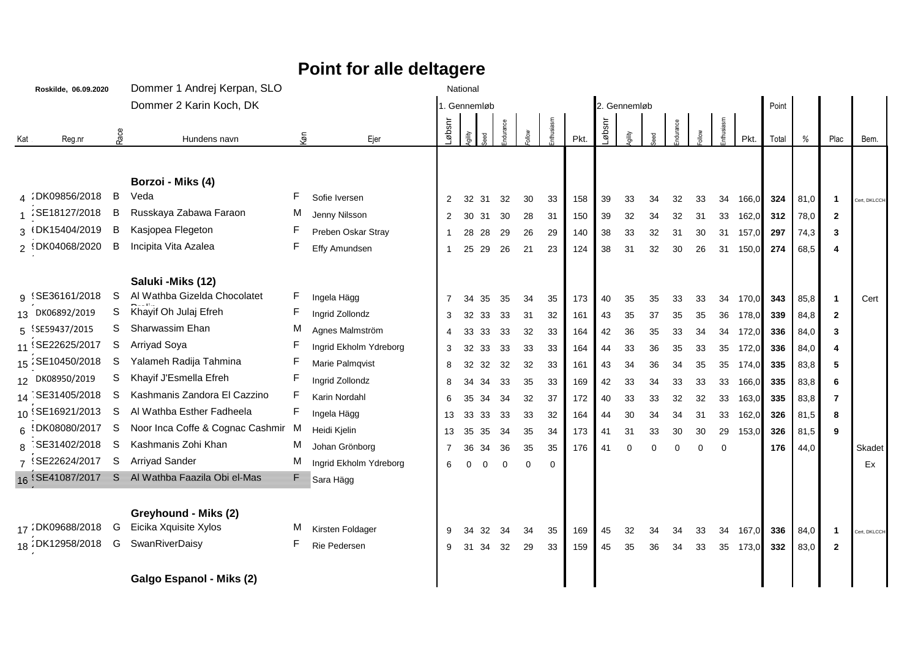# Point for alle deltagere

**Roskilde, 06.09.2020** Dommer 1 Andrej Kerpan, SLO

Dommer 2 Karin Koch, DK

National

| Kat | Reg.nr | Race | Hundens navn | Køn | Ejer | 1. Gennemløb Løbsnr | Agility | Seed | Endurance | Follow | Enthusiasm | Pkt. | 2. Gennemløb Løbsnr | Agility | Seed | Endurance | Follow | Enthusiasm | Pkt. | Point Total | % | Plac | Bem. |
|---|---|---|---|---|---|---|---|---|---|---|---|---|---|---|---|---|---|---|---|---|---|---|---|
| | | | **Borzoi - Miks (4)** | | | | | | | | | | | | | | | | | | | | |
| 4 | DK09856/2018 | B | Veda | F | Sofie Iversen | 2 | 32 | 31 | 32 | 30 | 33 | 158 | 39 | 33 | 34 | 32 | 33 | 34 | 166,0 | **324** | 81,0 | **1** | Cert, DKLCCH |
| 1 | SE18127/2018 | B | Russkaya Zabawa Faraon | M | Jenny Nilsson | 2 | 30 | 31 | 30 | 28 | 31 | 150 | 39 | 32 | 34 | 32 | 31 | 33 | 162,0 | **312** | 78,0 | **2** | |
| 3 | DK15404/2019 | B | Kasjopea Flegeton | F | Preben Oskar Stray | 1 | 28 | 28 | 29 | 26 | 29 | 140 | 38 | 33 | 32 | 31 | 30 | 31 | 157,0 | **297** | 74,3 | **3** | |
| 2 | DK04068/2020 | B | Incipita Vita Azalea | F | Effy Amundsen | 1 | 25 | 29 | 26 | 21 | 23 | 124 | 38 | 31 | 32 | 30 | 26 | 31 | 150,0 | **274** | 68,5 | **4** | |
| | | | **Saluki -Miks (12)** | | | | | | | | | | | | | | | | | | | | |
| 9 | SE36161/2018 | S | Al Wathba Gizelda Chocolatet Pralin | F | Ingela Hägg | 7 | 34 | 35 | 35 | 34 | 35 | 173 | 40 | 35 | 35 | 33 | 33 | 34 | 170,0 | **343** | 85,8 | **1** | Cert |
| 13 | DK06892/2019 | S | Khayif Oh Julaj Efreh | F | Ingrid Zollondz | 3 | 32 | 33 | 33 | 31 | 32 | 161 | 43 | 35 | 37 | 35 | 35 | 36 | 178,0 | **339** | 84,8 | **2** | |
| 5 | SE59437/2015 | S | Sharwassim Ehan | M | Agnes Malmström | 4 | 33 | 33 | 33 | 32 | 33 | 164 | 42 | 36 | 35 | 33 | 34 | 34 | 172,0 | **336** | 84,0 | **3** | |
| 11 | SE22625/2017 | S | Arriyad Soya | F | Ingrid Ekholm Ydreborg | 3 | 32 | 33 | 33 | 33 | 33 | 164 | 44 | 33 | 36 | 35 | 33 | 35 | 172,0 | **336** | 84,0 | **4** | |
| 15 | SE10450/2018 | S | Yalameh Radija Tahmina | F | Marie Palmqvist | 8 | 32 | 32 | 32 | 32 | 33 | 161 | 43 | 34 | 36 | 34 | 35 | 35 | 174,0 | **335** | 83,8 | **5** | |
| 12 | DK08950/2019 | S | Khayif J'Esmella Efreh | F | Ingrid Zollondz | 8 | 34 | 34 | 33 | 35 | 33 | 169 | 42 | 33 | 34 | 33 | 33 | 33 | 166,0 | **335** | 83,8 | **6** | |
| 14 | SE31405/2018 | S | Kashmanis Zandora El Cazzino | F | Karin Nordahl | 6 | 35 | 34 | 34 | 32 | 37 | 172 | 40 | 33 | 33 | 32 | 32 | 33 | 163,0 | **335** | 83,8 | **7** | |
| 10 | SE16921/2013 | S | Al Wathba Esther Fadheela | F | Ingela Hägg | 13 | 33 | 33 | 33 | 33 | 32 | 164 | 44 | 30 | 34 | 34 | 31 | 33 | 162,0 | **326** | 81,5 | **8** | |
| 6 | DK08080/2017 | S | Noor Inca Coffe & Cognac Cashmir | M | Heidi Kjelin | 13 | 35 | 35 | 34 | 35 | 34 | 173 | 41 | 31 | 33 | 30 | 30 | 29 | 153,0 | **326** | 81,5 | **9** | |
| 8 | SE31402/2018 | S | Kashmanis Zohi Khan | M | Johan Grönborg | 7 | 36 | 34 | 36 | 35 | 35 | 176 | 41 | 0 | 0 | 0 | 0 | 0 | | **176** | 44,0 | | Skadet |
| 7 | SE22624/2017 | S | Arriyad Sander | M | Ingrid Ekholm Ydreborg | 6 | 0 | 0 | 0 | 0 | 0 | | | | | | | | | | | | Ex |
| ~~16~~ | ~~SE41087/2017~~ | ~~S~~ | ~~Al Wathba Faazila Obi el-Mas~~ | ~~F~~ | Sara Hägg | | | | | | | | | | | | | | | | | | |
| | | | **Greyhound - Miks (2)** | | | | | | | | | | | | | | | | | | | | |
| 17 | DK09688/2018 | G | Eicika Xquisite Xylos | M | Kirsten Foldager | 9 | 34 | 32 | 34 | 34 | 35 | 169 | 45 | 32 | 34 | 34 | 33 | 34 | 167,0 | **336** | 84,0 | **1** | Cert, DKLCCH |
| 18 | DK12958/2018 | G | SwanRiverDaisy | F | Rie Pedersen | 9 | 31 | 34 | 32 | 29 | 33 | 159 | 45 | 35 | 36 | 34 | 33 | 35 | 173,0 | **332** | 83,0 | **2** | |
| | | | **Galgo Espanol - Miks (2)** | | | | | | | | | | | | | | | | | | | | |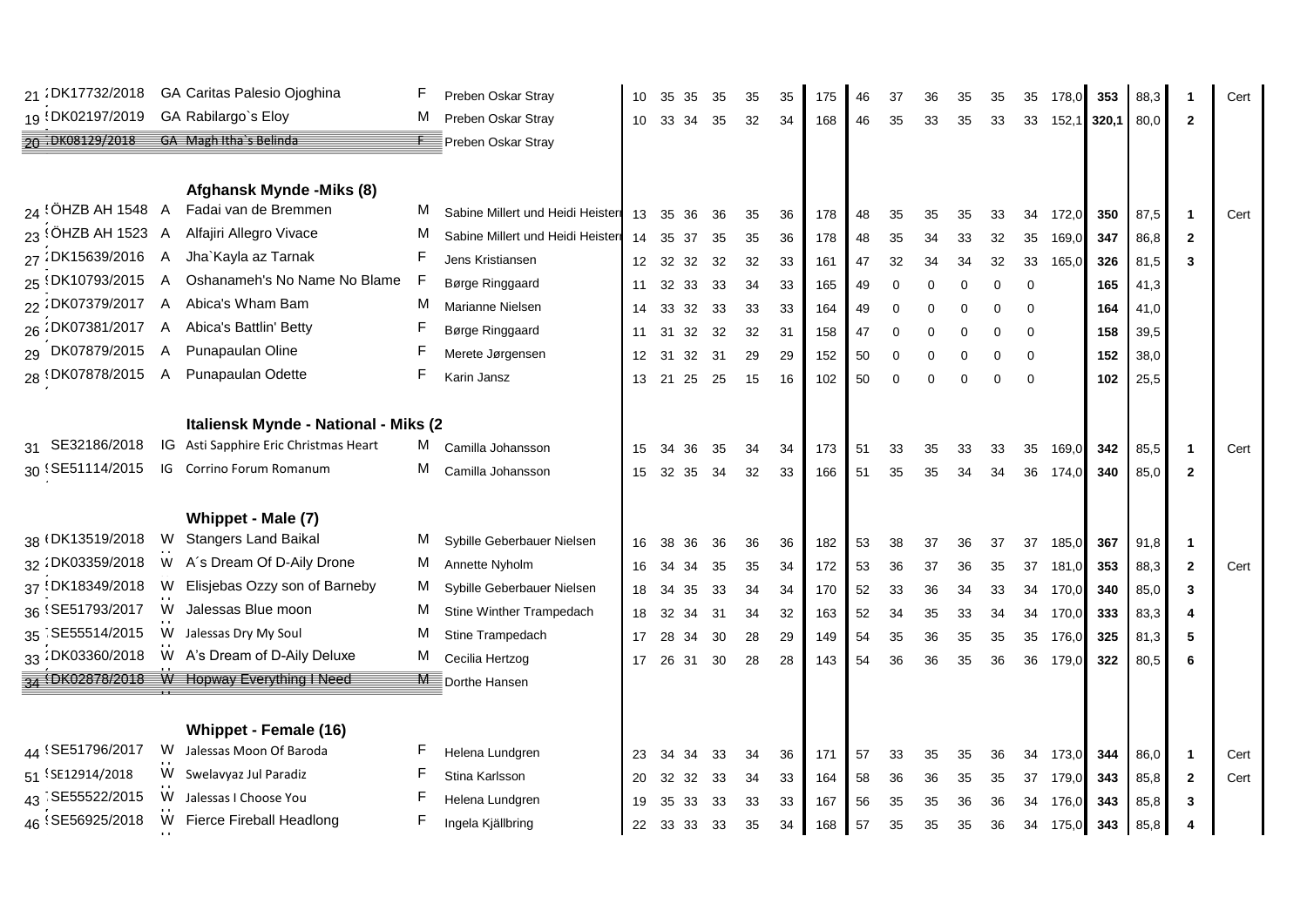| # | Reg. no. | | Name | Sex | Owner | | | | | | | | | | | | | | | | | | | | |
|---|---|---|---|---|---|---|---|---|---|---|---|---|---|---|---|---|---|---|---|---|---|---|---|---|---|
| 21 | DK17732/2018 | GA | Caritas Palesio Ojoghina | F | Preben Oskar Stray | 10 | 35 | 35 | 35 | 35 | 35 | 175 | 46 | 37 | 36 | 35 | 35 | 35 | 178,0 | 353 | 88,3 | 1 | Cert |
| 19 | DK02197/2019 | GA | Rabilargo`s Eloy | M | Preben Oskar Stray | 10 | 33 | 34 | 35 | 32 | 34 | 168 | 46 | 35 | 33 | 35 | 33 | 33 | 152,1 | 320,1 | 80,0 | 2 | |
| 20 | ~~DK08129/2018~~ | ~~GA~~ | ~~Magh Itha`s Belinda~~ | ~~F~~ | Preben Oskar Stray | | | | | | | | | | | | | | | | | | |
| | | | **Afghansk Mynde -Miks (8)** | | | | | | | | | | | | | | | | | | | | |
| 24 | ÖHZB AH 1548 | A | Fadai van de Bremmen | M | Sabine Millert und Heidi Heister | 13 | 35 | 36 | 36 | 35 | 36 | 178 | 48 | 35 | 35 | 35 | 33 | 34 | 172,0 | 350 | 87,5 | 1 | Cert |
| 23 | ÖHZB AH 1523 | A | Alfajiri Allegro Vivace | M | Sabine Millert und Heidi Heister | 14 | 35 | 37 | 35 | 35 | 36 | 178 | 48 | 35 | 34 | 33 | 32 | 35 | 169,0 | 347 | 86,8 | 2 | |
| 27 | DK15639/2016 | A | Jha`Kayla az Tarnak | F | Jens Kristiansen | 12 | 32 | 32 | 32 | 32 | 33 | 161 | 47 | 32 | 34 | 34 | 32 | 33 | 165,0 | 326 | 81,5 | 3 | |
| 25 | DK10793/2015 | A | Oshanameh's No Name No Blame | F | Børge Ringgaard | 11 | 32 | 33 | 33 | 34 | 33 | 165 | 49 | 0 | 0 | 0 | 0 | 0 | | 165 | 41,3 | | |
| 22 | DK07379/2017 | A | Abica's Wham Bam | M | Marianne Nielsen | 14 | 33 | 32 | 33 | 33 | 33 | 164 | 49 | 0 | 0 | 0 | 0 | 0 | | 164 | 41,0 | | |
| 26 | DK07381/2017 | A | Abica's Battlin' Betty | F | Børge Ringgaard | 11 | 31 | 32 | 32 | 32 | 31 | 158 | 47 | 0 | 0 | 0 | 0 | 0 | | 158 | 39,5 | | |
| 29 | DK07879/2015 | A | Punapaulan Oline | F | Merete Jørgensen | 12 | 31 | 32 | 31 | 29 | 29 | 152 | 50 | 0 | 0 | 0 | 0 | 0 | | 152 | 38,0 | | |
| 28 | DK07878/2015 | A | Punapaulan Odette | F | Karin Jansz | 13 | 21 | 25 | 25 | 15 | 16 | 102 | 50 | 0 | 0 | 0 | 0 | 0 | | 102 | 25,5 | | |
| | | | **Italiensk Mynde - National - Miks (2** | | | | | | | | | | | | | | | | | | | | |
| 31 | SE32186/2018 | IG | Asti Sapphire Eric Christmas Heart | M | Camilla Johansson | 15 | 34 | 36 | 35 | 34 | 34 | 173 | 51 | 33 | 35 | 33 | 33 | 35 | 169,0 | 342 | 85,5 | 1 | Cert |
| 30 | SE51114/2015 | IG | Corrino Forum Romanum | M | Camilla Johansson | 15 | 32 | 35 | 34 | 32 | 33 | 166 | 51 | 35 | 35 | 34 | 34 | 36 | 174,0 | 340 | 85,0 | 2 | |
| | | | **Whippet - Male (7)** | | | | | | | | | | | | | | | | | | | | |
| 38 | DK13519/2018 | W | Stangers Land Baikal | M | Sybille Geberbauer Nielsen | 16 | 38 | 36 | 36 | 36 | 36 | 182 | 53 | 38 | 37 | 36 | 37 | 37 | 185,0 | 367 | 91,8 | 1 | |
| 32 | DK03359/2018 | W | A´s Dream Of D-Aily Drone | M | Annette Nyholm | 16 | 34 | 34 | 35 | 35 | 34 | 172 | 53 | 36 | 37 | 36 | 35 | 37 | 181,0 | 353 | 88,3 | 2 | Cert |
| 37 | DK18349/2018 | W | Elisjebas Ozzy son of Barneby | M | Sybille Geberbauer Nielsen | 18 | 34 | 35 | 33 | 34 | 34 | 170 | 52 | 33 | 36 | 34 | 33 | 34 | 170,0 | 340 | 85,0 | 3 | |
| 36 | SE51793/2017 | W | Jalessas Blue moon | M | Stine Winther Trampedach | 18 | 32 | 34 | 31 | 34 | 32 | 163 | 52 | 34 | 35 | 33 | 34 | 34 | 170,0 | 333 | 83,3 | 4 | |
| 35 | SE55514/2015 | W | Jalessas Dry My Soul | M | Stine Trampedach | 17 | 28 | 34 | 30 | 28 | 29 | 149 | 54 | 35 | 36 | 35 | 35 | 35 | 176,0 | 325 | 81,3 | 5 | |
| 33 | DK03360/2018 | W | A's Dream of D-Aily Deluxe | M | Cecilia Hertzog | 17 | 26 | 31 | 30 | 28 | 28 | 143 | 54 | 36 | 36 | 35 | 36 | 36 | 179,0 | 322 | 80,5 | 6 | |
| 34 | ~~DK02878/2018~~ | ~~W~~ | ~~Hopway Everything I Need~~ | ~~M~~ | Dorthe Hansen | | | | | | | | | | | | | | | | | | |
| | | | **Whippet - Female (16)** | | | | | | | | | | | | | | | | | | | | |
| 44 | SE51796/2017 | W | Jalessas Moon Of Baroda | F | Helena Lundgren | 23 | 34 | 34 | 33 | 34 | 36 | 171 | 57 | 33 | 35 | 35 | 36 | 34 | 173,0 | 344 | 86,0 | 1 | Cert |
| 51 | SE12914/2018 | W | Swelavyaz Jul Paradiz | F | Stina Karlsson | 20 | 32 | 32 | 33 | 34 | 33 | 164 | 58 | 36 | 36 | 35 | 35 | 37 | 179,0 | 343 | 85,8 | 2 | Cert |
| 43 | SE55522/2015 | W | Jalessas I Choose You | F | Helena Lundgren | 19 | 35 | 33 | 33 | 33 | 33 | 167 | 56 | 35 | 35 | 36 | 36 | 34 | 176,0 | 343 | 85,8 | 3 | |
| 46 | SE56925/2018 | W | Fierce Fireball Headlong | F | Ingela Kjällbring | 22 | 33 | 33 | 33 | 35 | 34 | 168 | 57 | 35 | 35 | 35 | 36 | 34 | 175,0 | 343 | 85,8 | 4 | |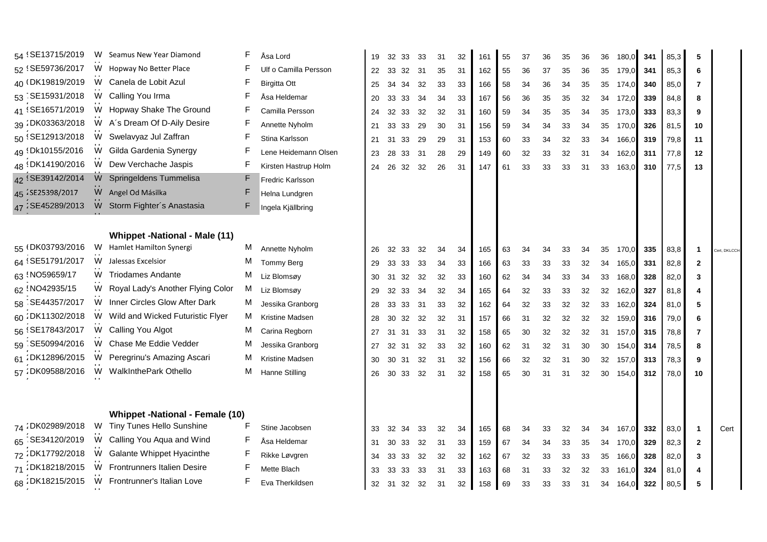| | | | | | | | | | | | | | | | | | | | | | | | | |
|---|---|---|---|---|---|---|---|---|---|---|---|---|---|---|---|---|---|---|---|---|---|---|---|---|
| 54 | SE13715/2019 | W | Seamus New Year Diamond | F | Åsa Lord | 19 | 32 | 33 | 33 | 31 | 32 | 161 | 55 | 37 | 36 | 35 | 36 | 36 | 180,0 | 341 | 85,3 | 5 | |
| 52 | SE59736/2017 | W | Hopway No Better Place | F | Ulf o Camilla Persson | 22 | 33 | 32 | 31 | 35 | 31 | 162 | 55 | 36 | 37 | 35 | 36 | 35 | 179,0 | 341 | 85,3 | 6 | |
| 40 | DK19819/2019 | W | Canela de Lobit Azul | F | Birgitta Ott | 25 | 34 | 34 | 32 | 33 | 33 | 166 | 58 | 34 | 36 | 34 | 35 | 35 | 174,0 | 340 | 85,0 | 7 | |
| 53 | SE15931/2018 | W | Calling You Irma | F | Åsa Heldemar | 20 | 33 | 33 | 34 | 34 | 33 | 167 | 56 | 36 | 35 | 35 | 32 | 34 | 172,0 | 339 | 84,8 | 8 | |
| 41 | SE16571/2019 | W | Hopway Shake The Ground | F | Camilla Persson | 24 | 32 | 33 | 32 | 32 | 31 | 160 | 59 | 34 | 35 | 35 | 34 | 35 | 173,0 | 333 | 83,3 | 9 | |
| 39 | DK03363/2018 | W | A´s Dream Of D-Aily Desire | F | Annette Nyholm | 21 | 33 | 33 | 29 | 30 | 31 | 156 | 59 | 34 | 34 | 33 | 34 | 35 | 170,0 | 326 | 81,5 | 10 | |
| 50 | SE12913/2018 | W | Swelavyaz Jul Zaffran | F | Stina Karlsson | 21 | 31 | 33 | 29 | 29 | 31 | 153 | 60 | 33 | 34 | 32 | 33 | 34 | 166,0 | 319 | 79,8 | 11 | |
| 49 | Dk10155/2016 | W | Gilda Gardenia Synergy | F | Lene Heidemann Olsen | 23 | 28 | 33 | 31 | 28 | 29 | 149 | 60 | 32 | 33 | 32 | 31 | 34 | 162,0 | 311 | 77,8 | 12 | |
| 48 | DK14190/2016 | W | Dew Verchache Jaspis | F | Kirsten Hastrup Holm | 24 | 26 | 32 | 32 | 26 | 31 | 147 | 61 | 33 | 33 | 33 | 31 | 33 | 163,0 | 310 | 77,5 | 13 | |
| 42 | ~~SE39142/2014~~ | ~~W~~ | ~~Springeldens Tummelisa~~ | ~~F~~ | Fredric Karlsson | | | | | | | | | | | | | | | | | | |
| 45 | ~~SE25398/2017~~ | ~~W~~ | ~~Angel Od Másilka~~ | ~~F~~ | Helna Lundgren | | | | | | | | | | | | | | | | | | |
| 47 | ~~SE45289/2013~~ | ~~W~~ | ~~Storm Fighter´s Anastasia~~ | ~~F~~ | Ingela Kjällbring | | | | | | | | | | | | | | | | | | |

**Whippet -National - Male (11)**

| | | | | | | | | | | | | | | | | | | | | | | | |
|---|---|---|---|---|---|---|---|---|---|---|---|---|---|---|---|---|---|---|---|---|---|---|---|
| 55 | DK03793/2016 | W | Hamlet Hamilton Synergi | M | Annette Nyholm | 26 | 32 | 33 | 32 | 34 | 34 | 165 | 63 | 34 | 34 | 33 | 34 | 35 | 170,0 | 335 | 83,8 | 1 | Cert, DKLCCH |
| 64 | SE51791/2017 | W | Jalessas Excelsior | M | Tommy Berg | 29 | 33 | 33 | 33 | 34 | 33 | 166 | 63 | 33 | 33 | 33 | 32 | 34 | 165,0 | 331 | 82,8 | 2 | |
| 63 | NO59659/17 | W | Triodames Andante | M | Liz Blomsøy | 30 | 31 | 32 | 32 | 32 | 33 | 160 | 62 | 34 | 34 | 33 | 34 | 33 | 168,0 | 328 | 82,0 | 3 | |
| 62 | NO42935/15 | W | Royal Lady's Another Flying Color | M | Liz Blomsøy | 29 | 32 | 33 | 34 | 32 | 34 | 165 | 64 | 32 | 33 | 33 | 32 | 32 | 162,0 | 327 | 81,8 | 4 | |
| 58 | SE44357/2017 | W | Inner Circles Glow After Dark | M | Jessika Granborg | 28 | 33 | 33 | 31 | 33 | 32 | 162 | 64 | 32 | 33 | 32 | 32 | 33 | 162,0 | 324 | 81,0 | 5 | |
| 60 | DK11302/2018 | W | Wild and Wicked Futuristic Flyer | M | Kristine Madsen | 28 | 30 | 32 | 32 | 32 | 31 | 157 | 66 | 31 | 32 | 32 | 32 | 32 | 159,0 | 316 | 79,0 | 6 | |
| 56 | SE17843/2017 | W | Calling You Algot | M | Carina Regborn | 27 | 31 | 31 | 33 | 31 | 32 | 158 | 65 | 30 | 32 | 32 | 32 | 31 | 157,0 | 315 | 78,8 | 7 | |
| 59 | SE50994/2016 | W | Chase Me Eddie Vedder | M | Jessika Granborg | 27 | 32 | 31 | 32 | 33 | 32 | 160 | 62 | 31 | 32 | 31 | 30 | 30 | 154,0 | 314 | 78,5 | 8 | |
| 61 | DK12896/2015 | W | Peregrinu's Amazing Ascari | M | Kristine Madsen | 30 | 30 | 31 | 32 | 31 | 32 | 156 | 66 | 32 | 32 | 31 | 30 | 32 | 157,0 | 313 | 78,3 | 9 | |
| 57 | DK09588/2016 | W | WalkInthePark Othello | M | Hanne Stilling | 26 | 30 | 33 | 32 | 31 | 32 | 158 | 65 | 30 | 31 | 31 | 32 | 30 | 154,0 | 312 | 78,0 | 10 | |

**Whippet -National - Female (10)**

| | | | | | | | | | | | | | | | | | | | | | | | |
|---|---|---|---|---|---|---|---|---|---|---|---|---|---|---|---|---|---|---|---|---|---|---|---|
| 74 | DK02989/2018 | W | Tiny Tunes Hello Sunshine | F | Stine Jacobsen | 33 | 32 | 34 | 33 | 32 | 34 | 165 | 68 | 34 | 33 | 32 | 34 | 34 | 167,0 | 332 | 83,0 | 1 | Cert |
| 65 | SE34120/2019 | W | Calling You Aqua and Wind | F | Åsa Heldemar | 31 | 30 | 33 | 32 | 31 | 33 | 159 | 67 | 34 | 34 | 33 | 35 | 34 | 170,0 | 329 | 82,3 | 2 | |
| 72 | DK17792/2018 | W | Galante Whippet Hyacinthe | F | Rikke Løvgren | 34 | 33 | 33 | 32 | 32 | 32 | 162 | 67 | 32 | 33 | 33 | 33 | 35 | 166,0 | 328 | 82,0 | 3 | |
| 71 | DK18218/2015 | W | Frontrunners Italien Desire | F | Mette Blach | 33 | 33 | 33 | 33 | 31 | 33 | 163 | 68 | 31 | 33 | 32 | 32 | 33 | 161,0 | 324 | 81,0 | 4 | |
| 68 | DK18215/2015 | W | Frontrunner's Italian Love | F | Eva Therkildsen | 32 | 31 | 32 | 32 | 31 | 32 | 158 | 69 | 33 | 33 | 33 | 31 | 34 | 164,0 | 322 | 80,5 | 5 | |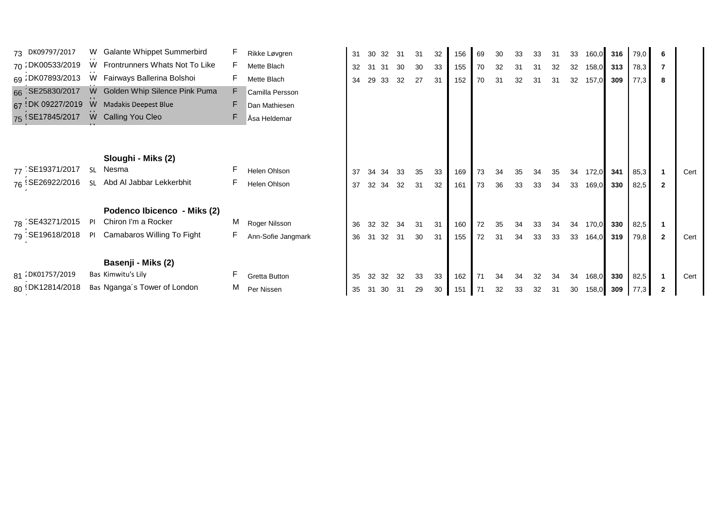| | | | | | | | | | | | | | | | | | | | | | | | | | |
|---|---|---|---|---|---|---|---|---|---|---|---|---|---|---|---|---|---|---|---|---|---|---|---|---|---|
| 73 | DK09797/2017 | W | Galante Whippet Summerbird | F | Rikke Løvgren | 31 | 30 | 32 | 31 | 31 | 32 | 156 | 69 | 30 | 33 | 33 | 31 | 33 | 160,0 | 316 | 79,0 | 6 | |
| 70 | DK00533/2019 | W | Frontrunners Whats Not To Like | F | Mette Blach | 32 | 31 | 31 | 30 | 30 | 33 | 155 | 70 | 32 | 31 | 31 | 32 | 32 | 158,0 | 313 | 78,3 | 7 | |
| 69 | DK07893/2013 | W | Fairways Ballerina Bolshoi | F | Mette Blach | 34 | 29 | 33 | 32 | 27 | 31 | 152 | 70 | 31 | 32 | 31 | 31 | 32 | 157,0 | 309 | 77,3 | 8 | |
| 66 | ~~SE25830/2017~~ | ~~W~~ | ~~Golden Whip Silence Pink Puma~~ | ~~F~~ | Camilla Persson | | | | | | | | | | | | | | | | | | |
| 67 | ~~DK 09227/2019~~ | ~~W~~ | ~~Madakis Deepest Blue~~ | ~~F~~ | Dan Mathiesen | | | | | | | | | | | | | | | | | | |
| 75 | ~~SE17845/2017~~ | ~~W~~ | ~~Calling You Cleo~~ | ~~F~~ | Åsa Heldemar | | | | | | | | | | | | | | | | | | |
| | | | **Sloughi - Miks (2)** | | | | | | | | | | | | | | | | | | | | |
| 77 | SE19371/2017 | SL | Nesma | F | Helen Ohlson | 37 | 34 | 34 | 33 | 35 | 33 | 169 | 73 | 34 | 35 | 34 | 35 | 34 | 172,0 | 341 | 85,3 | 1 | Cert |
| 76 | SE26922/2016 | SL | Abd Al Jabbar Lekkerbhit | F | Helen Ohlson | 37 | 32 | 34 | 32 | 31 | 32 | 161 | 73 | 36 | 33 | 33 | 34 | 33 | 169,0 | 330 | 82,5 | 2 | |
| | | | **Podenco Ibicenco - Miks (2)** | | | | | | | | | | | | | | | | | | | | |
| 78 | SE43271/2015 | PI | Chiron I'm a Rocker | M | Roger Nilsson | 36 | 32 | 32 | 34 | 31 | 31 | 160 | 72 | 35 | 34 | 33 | 34 | 34 | 170,0 | 330 | 82,5 | 1 | |
| 79 | SE19618/2018 | PI | Camabaros Willing To Fight | F | Ann-Sofie Jangmark | 36 | 31 | 32 | 31 | 30 | 31 | 155 | 72 | 31 | 34 | 33 | 33 | 33 | 164,0 | 319 | 79,8 | 2 | Cert |
| | | | **Basenji - Miks (2)** | | | | | | | | | | | | | | | | | | | | |
| 81 | DK01757/2019 | Bas | Kimwitu's Lily | F | Gretta Button | 35 | 32 | 32 | 32 | 33 | 33 | 162 | 71 | 34 | 34 | 32 | 34 | 34 | 168,0 | 330 | 82,5 | 1 | Cert |
| 80 | DK12814/2018 | Bas | Nganga´s Tower of London | M | Per Nissen | 35 | 31 | 30 | 31 | 29 | 30 | 151 | 71 | 32 | 33 | 32 | 31 | 30 | 158,0 | 309 | 77,3 | 2 | |